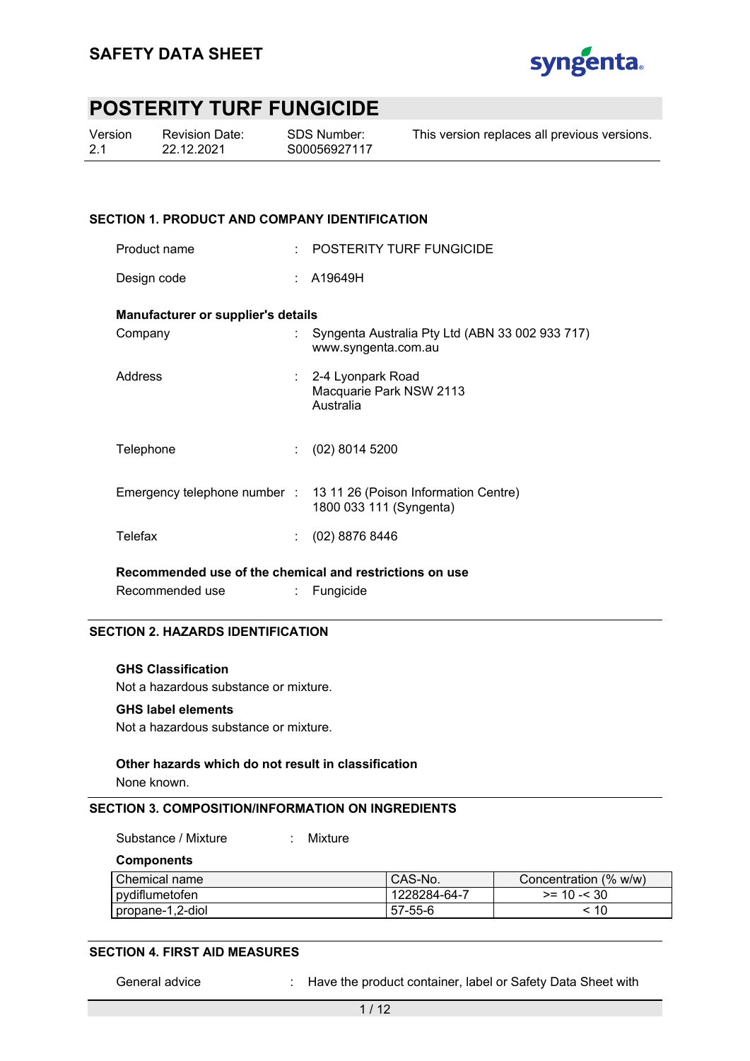# SAFETY DATA SHEET

## POSTERITY TURF FUNGICIDE

| Version | Revision Date: | SDS Number: | This version replaces all previous versions. |
|---|---|---|---|
| 2.1 | 22.12.2021 | S00056927117 | |

### SECTION 1. PRODUCT AND COMPANY IDENTIFICATION

Product name : POSTERITY TURF FUNGICIDE

Design code : A19649H

**Manufacturer or supplier's details**

Company : Syngenta Australia Pty Ltd (ABN 33 002 933 717)
www.syngenta.com.au

Address : 2-4 Lyonpark Road
Macquarie Park NSW 2113
Australia

Telephone : (02) 8014 5200

Emergency telephone number : 13 11 26 (Poison Information Centre)
1800 033 111 (Syngenta)

Telefax : (02) 8876 8446

**Recommended use of the chemical and restrictions on use**

Recommended use : Fungicide

### SECTION 2. HAZARDS IDENTIFICATION

**GHS Classification**

Not a hazardous substance or mixture.

**GHS label elements**

Not a hazardous substance or mixture.

**Other hazards which do not result in classification**

None known.

### SECTION 3. COMPOSITION/INFORMATION ON INGREDIENTS

Substance / Mixture : Mixture

**Components**

| Chemical name | CAS-No. | Concentration (% w/w) |
|---|---|---|
| pydiflumetofen | 1228284-64-7 | >= 10 -< 30 |
| propane-1,2-diol | 57-55-6 | < 10 |

### SECTION 4. FIRST AID MEASURES

General advice : Have the product container, label or Safety Data Sheet with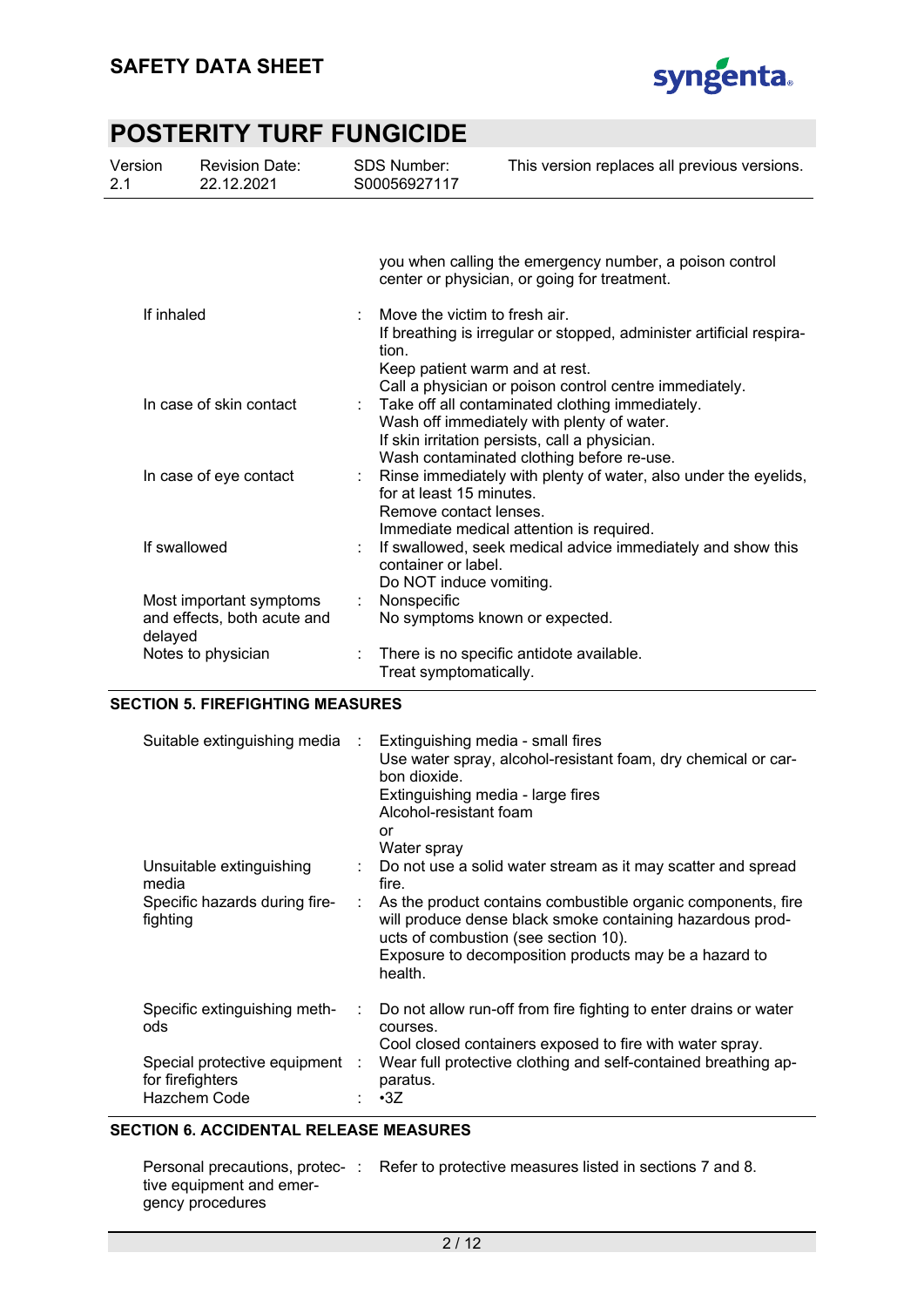you when calling the emergency number, a poison control center or physician, or going for treatment.

| | |
|---|---|
| If inhaled | Move the victim to fresh air.<br>If breathing is irregular or stopped, administer artificial respiration.<br>Keep patient warm and at rest.<br>Call a physician or poison control centre immediately. |
| In case of skin contact | Take off all contaminated clothing immediately.<br>Wash off immediately with plenty of water.<br>If skin irritation persists, call a physician.<br>Wash contaminated clothing before re-use. |
| In case of eye contact | Rinse immediately with plenty of water, also under the eyelids, for at least 15 minutes.<br>Remove contact lenses.<br>Immediate medical attention is required. |
| If swallowed | If swallowed, seek medical advice immediately and show this container or label.<br>Do NOT induce vomiting. |
| Most important symptoms and effects, both acute and delayed | Nonspecific<br>No symptoms known or expected. |
| Notes to physician | There is no specific antidote available.<br>Treat symptomatically. |

## SECTION 5. FIREFIGHTING MEASURES

| | |
|---|---|
| Suitable extinguishing media | Extinguishing media - small fires<br>Use water spray, alcohol-resistant foam, dry chemical or carbon dioxide.<br>Extinguishing media - large fires<br>Alcohol-resistant foam<br>or<br>Water spray |
| Unsuitable extinguishing media | Do not use a solid water stream as it may scatter and spread fire. |
| Specific hazards during firefighting | As the product contains combustible organic components, fire will produce dense black smoke containing hazardous products of combustion (see section 10).<br>Exposure to decomposition products may be a hazard to health. |
| Specific extinguishing methods | Do not allow run-off from fire fighting to enter drains or water courses.<br>Cool closed containers exposed to fire with water spray. |
| Special protective equipment for firefighters | Wear full protective clothing and self-contained breathing apparatus. |
| Hazchem Code | •3Z |

## SECTION 6. ACCIDENTAL RELEASE MEASURES

| | |
|---|---|
| Personal precautions, protective equipment and emergency procedures | Refer to protective measures listed in sections 7 and 8. |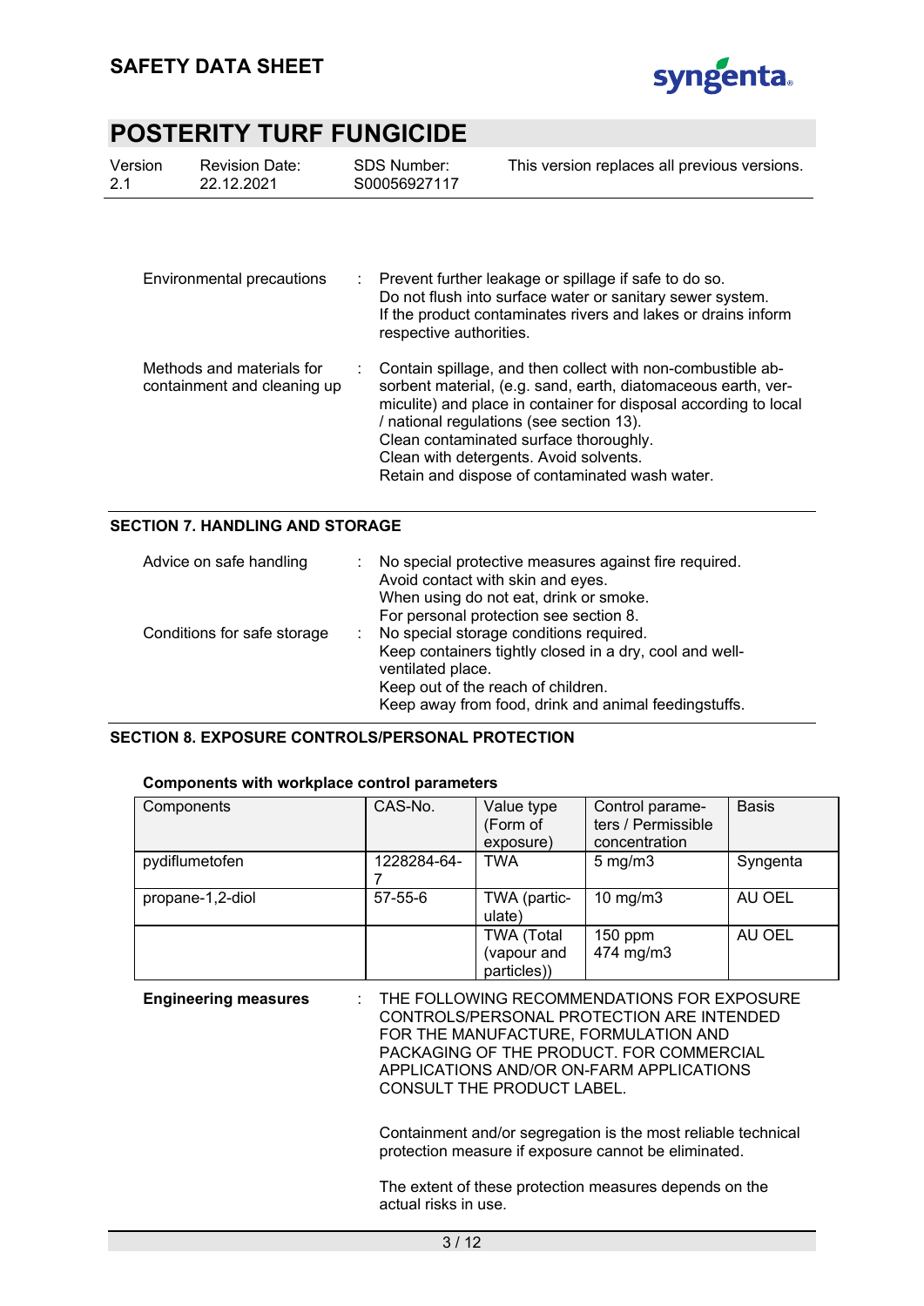| | | |
|---|---|---|
| Environmental precautions | : | Prevent further leakage or spillage if safe to do so.<br>Do not flush into surface water or sanitary sewer system.<br>If the product contaminates rivers and lakes or drains inform respective authorities. |
| Methods and materials for containment and cleaning up | : | Contain spillage, and then collect with non-combustible absorbent material, (e.g. sand, earth, diatomaceous earth, vermiculite) and place in container for disposal according to local / national regulations (see section 13).<br>Clean contaminated surface thoroughly.<br>Clean with detergents. Avoid solvents.<br>Retain and dispose of contaminated wash water. |

## SECTION 7. HANDLING AND STORAGE

| | | |
|---|---|---|
| Advice on safe handling | : | No special protective measures against fire required.<br>Avoid contact with skin and eyes.<br>When using do not eat, drink or smoke.<br>For personal protection see section 8. |
| Conditions for safe storage | : | No special storage conditions required.<br>Keep containers tightly closed in a dry, cool and well-ventilated place.<br>Keep out of the reach of children.<br>Keep away from food, drink and animal feedingstuffs. |

## SECTION 8. EXPOSURE CONTROLS/PERSONAL PROTECTION

**Components with workplace control parameters**

| Components | CAS-No. | Value type (Form of exposure) | Control parameters / Permissible concentration | Basis |
|---|---|---|---|---|
| pydiflumetofen | 1228284-64-7 | TWA | 5 mg/m3 | Syngenta |
| propane-1,2-diol | 57-55-6 | TWA (particulate) | 10 mg/m3 | AU OEL |
| | | TWA (Total (vapour and particles)) | 150 ppm<br>474 mg/m3 | AU OEL |

**Engineering measures** : THE FOLLOWING RECOMMENDATIONS FOR EXPOSURE CONTROLS/PERSONAL PROTECTION ARE INTENDED FOR THE MANUFACTURE, FORMULATION AND PACKAGING OF THE PRODUCT. FOR COMMERCIAL APPLICATIONS AND/OR ON-FARM APPLICATIONS CONSULT THE PRODUCT LABEL.

Containment and/or segregation is the most reliable technical protection measure if exposure cannot be eliminated.

The extent of these protection measures depends on the actual risks in use.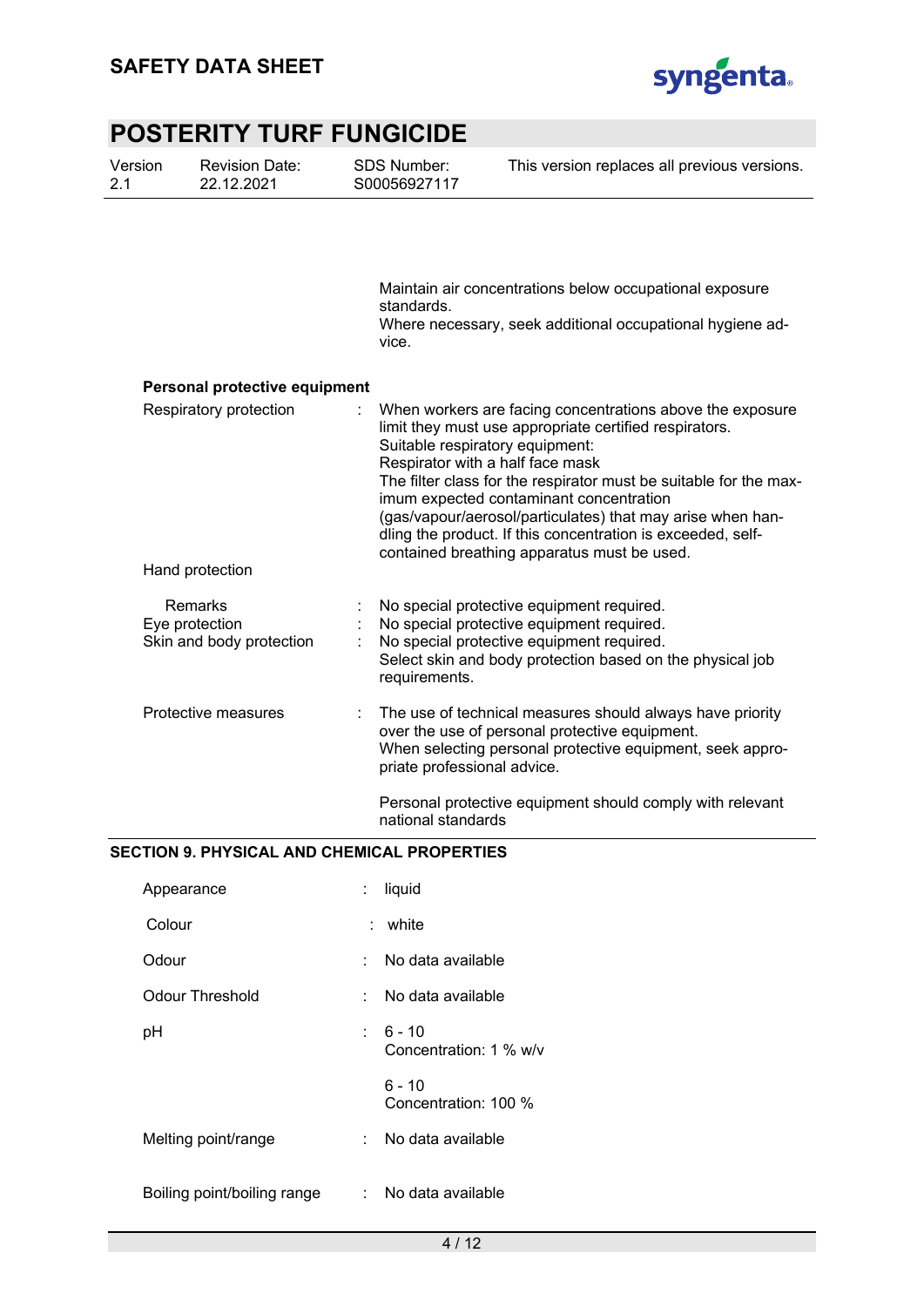Maintain air concentrations below occupational exposure standards.
Where necessary, seek additional occupational hygiene advice.

**Personal protective equipment**

Respiratory protection : When workers are facing concentrations above the exposure limit they must use appropriate certified respirators.
Suitable respiratory equipment:
Respirator with a half face mask
The filter class for the respirator must be suitable for the maximum expected contaminant concentration (gas/vapour/aerosol/particulates) that may arise when handling the product. If this concentration is exceeded, self-contained breathing apparatus must be used.

Hand protection

Remarks : No special protective equipment required.

Eye protection : No special protective equipment required.

Skin and body protection : No special protective equipment required.
Select skin and body protection based on the physical job requirements.

Protective measures : The use of technical measures should always have priority over the use of personal protective equipment.
When selecting personal protective equipment, seek appropriate professional advice.

Personal protective equipment should comply with relevant national standards

## SECTION 9. PHYSICAL AND CHEMICAL PROPERTIES

Appearance : liquid

Colour : white

Odour : No data available

Odour Threshold : No data available

pH : 6 - 10
Concentration: 1 % w/v

6 - 10
Concentration: 100 %

Melting point/range : No data available

Boiling point/boiling range : No data available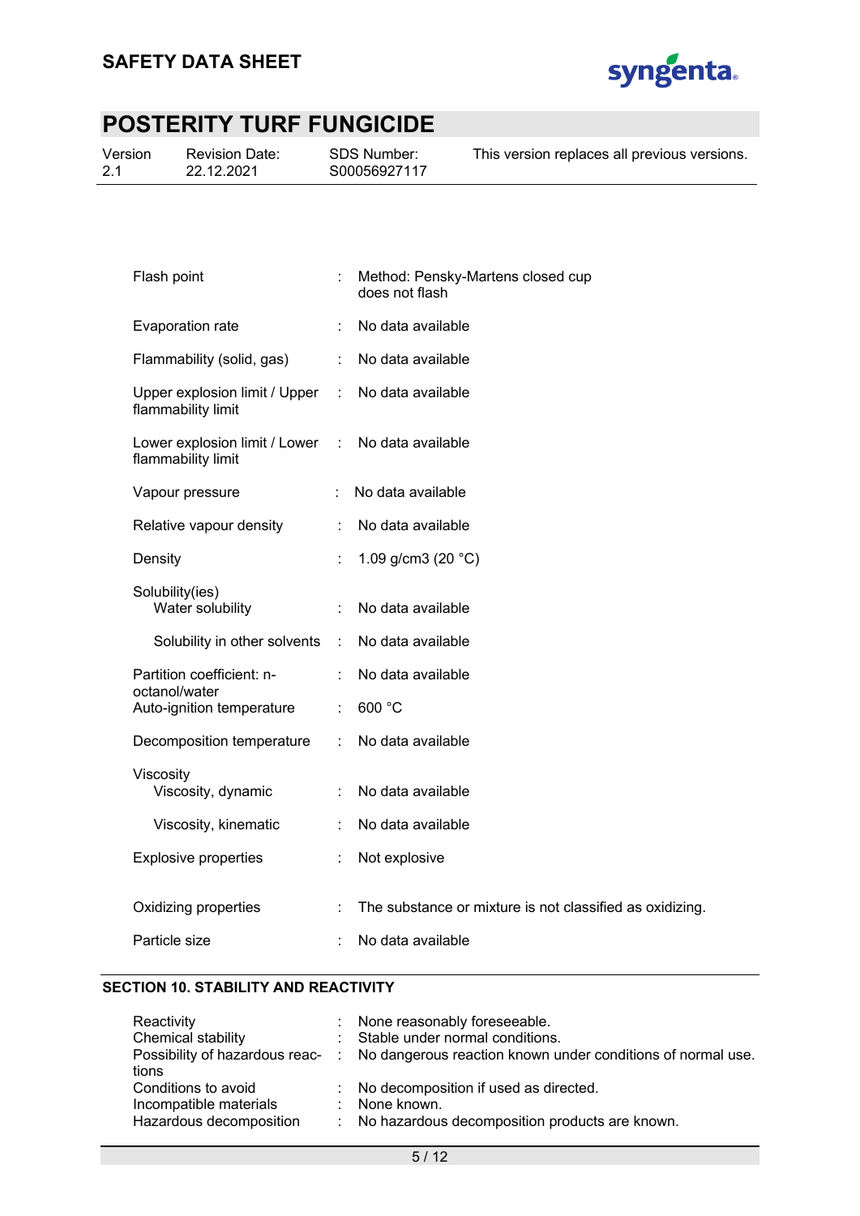| | | |
|---|---|---|
| Flash point | : | Method: Pensky-Martens closed cup<br>does not flash |
| Evaporation rate | : | No data available |
| Flammability (solid, gas) | : | No data available |
| Upper explosion limit / Upper flammability limit | : | No data available |
| Lower explosion limit / Lower flammability limit | : | No data available |
| Vapour pressure | : | No data available |
| Relative vapour density | : | No data available |
| Density | : | 1.09 g/cm3 (20 °C) |
| Solubility(ies)<br>Water solubility | : | No data available |
| Solubility in other solvents | : | No data available |
| Partition coefficient: n-octanol/water | : | No data available |
| Auto-ignition temperature | : | 600 °C |
| Decomposition temperature | : | No data available |
| Viscosity<br>Viscosity, dynamic | : | No data available |
| Viscosity, kinematic | : | No data available |
| Explosive properties | : | Not explosive |
| Oxidizing properties | : | The substance or mixture is not classified as oxidizing. |
| Particle size | : | No data available |

## SECTION 10. STABILITY AND REACTIVITY

| | | |
|---|---|---|
| Reactivity | : | None reasonably foreseeable. |
| Chemical stability | : | Stable under normal conditions. |
| Possibility of hazardous reactions | : | No dangerous reaction known under conditions of normal use. |
| Conditions to avoid | : | No decomposition if used as directed. |
| Incompatible materials | : | None known. |
| Hazardous decomposition | : | No hazardous decomposition products are known. |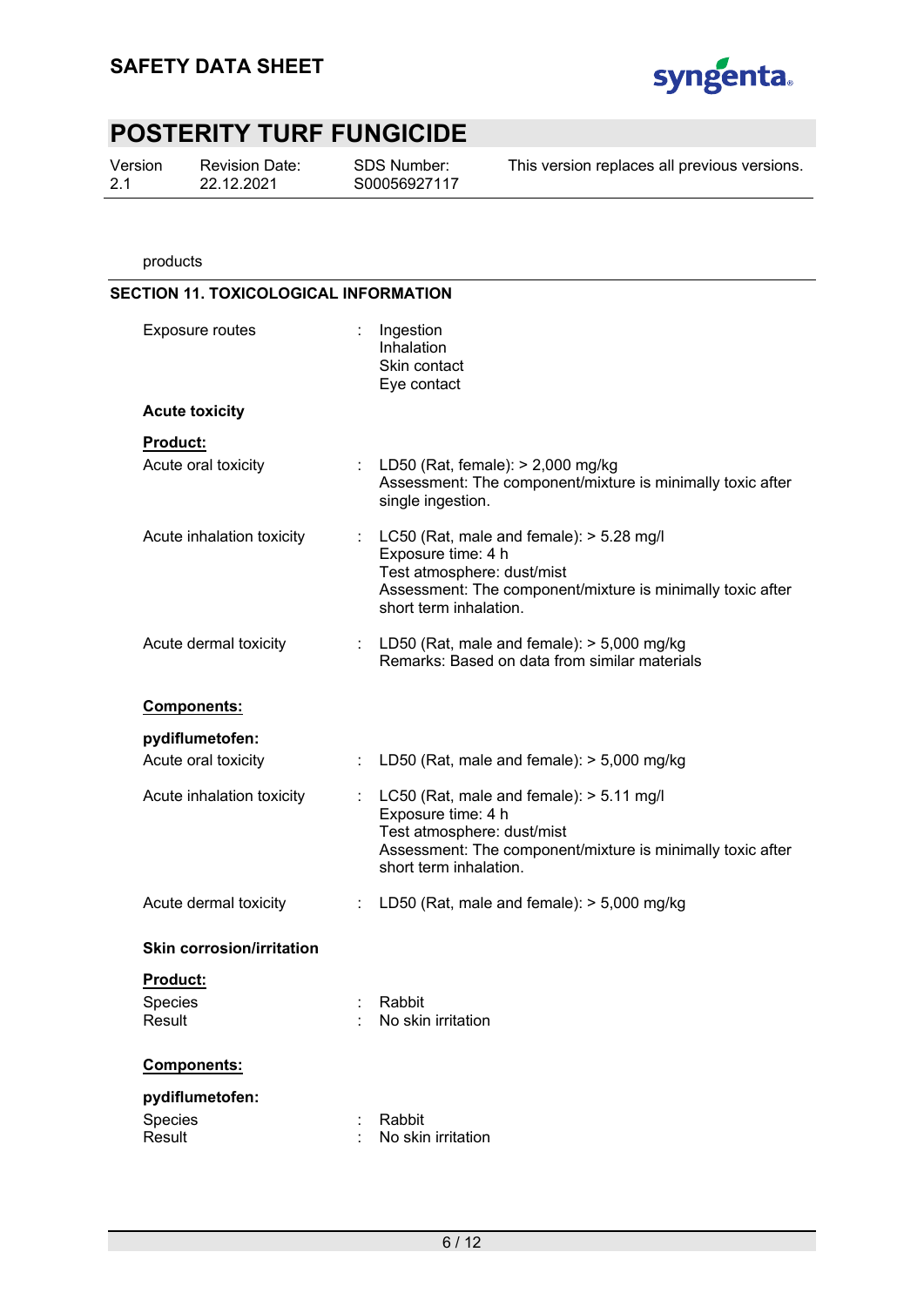products

## SECTION 11. TOXICOLOGICAL INFORMATION

Exposure routes : Ingestion
Inhalation
Skin contact
Eye contact

**Acute toxicity**

**Product:**

Acute oral toxicity : LD50 (Rat, female): > 2,000 mg/kg
Assessment: The component/mixture is minimally toxic after single ingestion.

Acute inhalation toxicity : LC50 (Rat, male and female): > 5.28 mg/l
Exposure time: 4 h
Test atmosphere: dust/mist
Assessment: The component/mixture is minimally toxic after short term inhalation.

Acute dermal toxicity : LD50 (Rat, male and female): > 5,000 mg/kg
Remarks: Based on data from similar materials

**Components:**

**pydiflumetofen:**

Acute oral toxicity : LD50 (Rat, male and female): > 5,000 mg/kg

Acute inhalation toxicity : LC50 (Rat, male and female): > 5.11 mg/l
Exposure time: 4 h
Test atmosphere: dust/mist
Assessment: The component/mixture is minimally toxic after short term inhalation.

Acute dermal toxicity : LD50 (Rat, male and female): > 5,000 mg/kg

**Skin corrosion/irritation**

**Product:**

Species : Rabbit
Result : No skin irritation

**Components:**

**pydiflumetofen:**

Species : Rabbit
Result : No skin irritation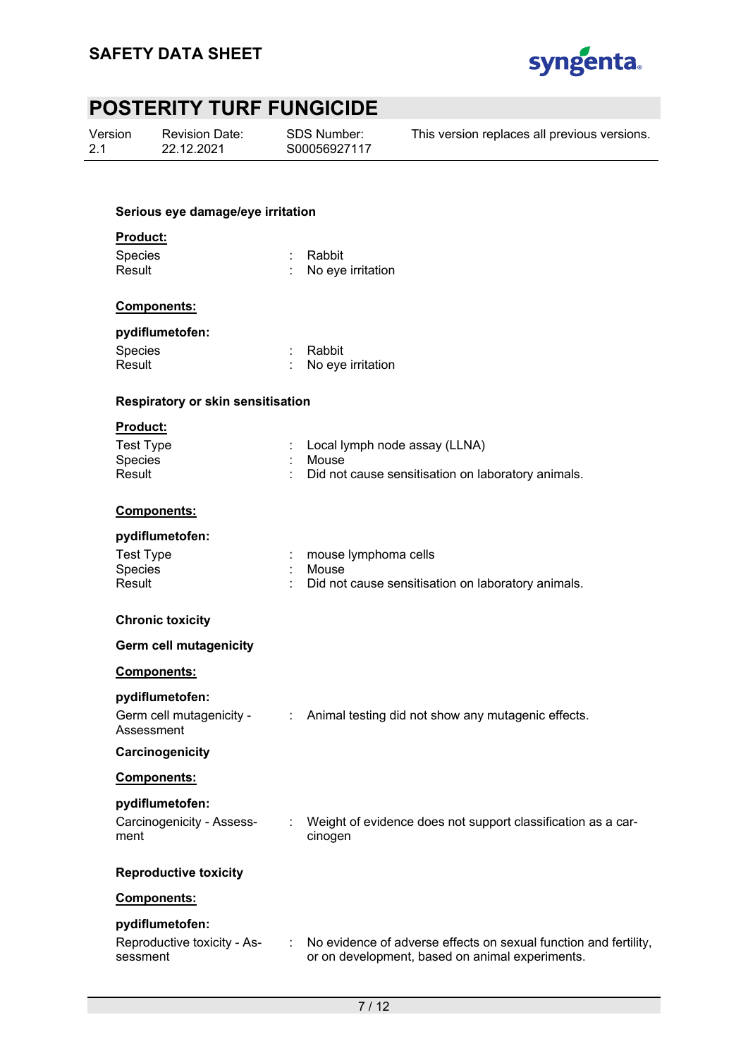**Serious eye damage/eye irritation**

**Product:**

| | | |
|---|---|---|
| Species | : | Rabbit |
| Result | : | No eye irritation |

**Components:**

**pydiflumetofen:**

| | | |
|---|---|---|
| Species | : | Rabbit |
| Result | : | No eye irritation |

**Respiratory or skin sensitisation**

**Product:**

| | | |
|---|---|---|
| Test Type | : | Local lymph node assay (LLNA) |
| Species | : | Mouse |
| Result | : | Did not cause sensitisation on laboratory animals. |

**Components:**

**pydiflumetofen:**

| | | |
|---|---|---|
| Test Type | : | mouse lymphoma cells |
| Species | : | Mouse |
| Result | : | Did not cause sensitisation on laboratory animals. |

**Chronic toxicity**

**Germ cell mutagenicity**

**Components:**

**pydiflumetofen:**

| | | |
|---|---|---|
| Germ cell mutagenicity - Assessment | : | Animal testing did not show any mutagenic effects. |

**Carcinogenicity**

**Components:**

**pydiflumetofen:**

| | | |
|---|---|---|
| Carcinogenicity - Assessment | : | Weight of evidence does not support classification as a carcinogen |

**Reproductive toxicity**

**Components:**

**pydiflumetofen:**

| | | |
|---|---|---|
| Reproductive toxicity - Assessment | : | No evidence of adverse effects on sexual function and fertility, or on development, based on animal experiments. |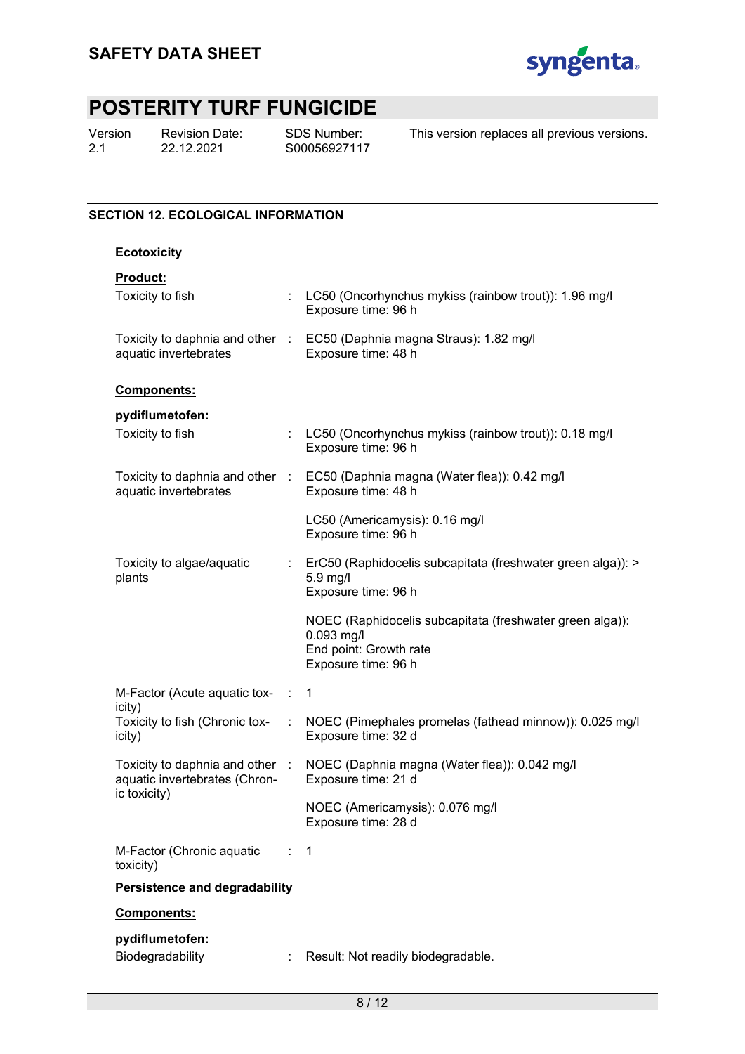## SECTION 12. ECOLOGICAL INFORMATION

### Ecotoxicity

**Product:**

| | | |
|---|---|---|
| Toxicity to fish | : | LC50 (Oncorhynchus mykiss (rainbow trout)): 1.96 mg/l<br>Exposure time: 96 h |
| Toxicity to daphnia and other aquatic invertebrates | : | EC50 (Daphnia magna Straus): 1.82 mg/l<br>Exposure time: 48 h |

**Components:**

**pydiflumetofen:**

| | | |
|---|---|---|
| Toxicity to fish | : | LC50 (Oncorhynchus mykiss (rainbow trout)): 0.18 mg/l<br>Exposure time: 96 h |
| Toxicity to daphnia and other aquatic invertebrates | : | EC50 (Daphnia magna (Water flea)): 0.42 mg/l<br>Exposure time: 48 h |
| | | LC50 (Americamysis): 0.16 mg/l<br>Exposure time: 96 h |
| Toxicity to algae/aquatic plants | : | ErC50 (Raphidocelis subcapitata (freshwater green alga)): > 5.9 mg/l<br>Exposure time: 96 h |
| | | NOEC (Raphidocelis subcapitata (freshwater green alga)): 0.093 mg/l<br>End point: Growth rate<br>Exposure time: 96 h |
| M-Factor (Acute aquatic toxicity) | : | 1 |
| Toxicity to fish (Chronic toxicity) | : | NOEC (Pimephales promelas (fathead minnow)): 0.025 mg/l<br>Exposure time: 32 d |
| Toxicity to daphnia and other aquatic invertebrates (Chronic toxicity) | : | NOEC (Daphnia magna (Water flea)): 0.042 mg/l<br>Exposure time: 21 d |
| | | NOEC (Americamysis): 0.076 mg/l<br>Exposure time: 28 d |
| M-Factor (Chronic aquatic toxicity) | : | 1 |

### Persistence and degradability

**Components:**

**pydiflumetofen:**

| | | |
|---|---|---|
| Biodegradability | : | Result: Not readily biodegradable. |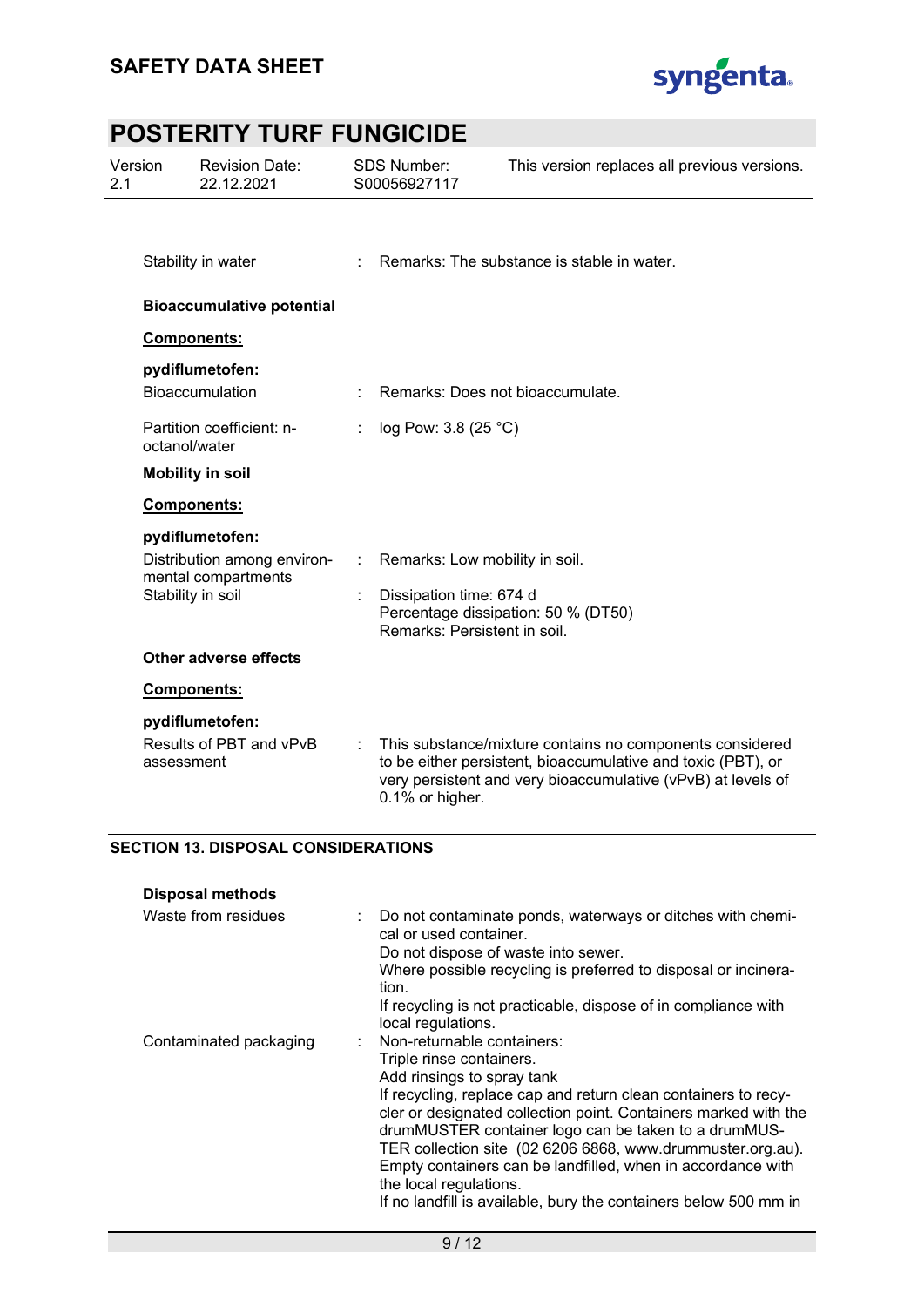Stability in water : Remarks: The substance is stable in water.

**Bioaccumulative potential**

**Components:**

**pydiflumetofen:**

| | | |
|---|---|---|
| Bioaccumulation | : | Remarks: Does not bioaccumulate. |
| Partition coefficient: n-octanol/water | : | log Pow: 3.8 (25 °C) |

**Mobility in soil**

**Components:**

**pydiflumetofen:**

| | | |
|---|---|---|
| Distribution among environmental compartments | : | Remarks: Low mobility in soil. |
| Stability in soil | : | Dissipation time: 674 d<br>Percentage dissipation: 50 % (DT50)<br>Remarks: Persistent in soil. |

**Other adverse effects**

**Components:**

**pydiflumetofen:**

| | | |
|---|---|---|
| Results of PBT and vPvB assessment | : | This substance/mixture contains no components considered to be either persistent, bioaccumulative and toxic (PBT), or very persistent and very bioaccumulative (vPvB) at levels of 0.1% or higher. |

## SECTION 13. DISPOSAL CONSIDERATIONS

**Disposal methods**

| | | |
|---|---|---|
| Waste from residues | : | Do not contaminate ponds, waterways or ditches with chemical or used container.<br>Do not dispose of waste into sewer.<br>Where possible recycling is preferred to disposal or incineration.<br>If recycling is not practicable, dispose of in compliance with local regulations. |
| Contaminated packaging | : | Non-returnable containers:<br>Triple rinse containers.<br>Add rinsings to spray tank<br>If recycling, replace cap and return clean containers to recycler or designated collection point. Containers marked with the drumMUSTER container logo can be taken to a drumMUSTER collection site (02 6206 6868, www.drummuster.org.au).<br>Empty containers can be landfilled, when in accordance with the local regulations.<br>If no landfill is available, bury the containers below 500 mm in |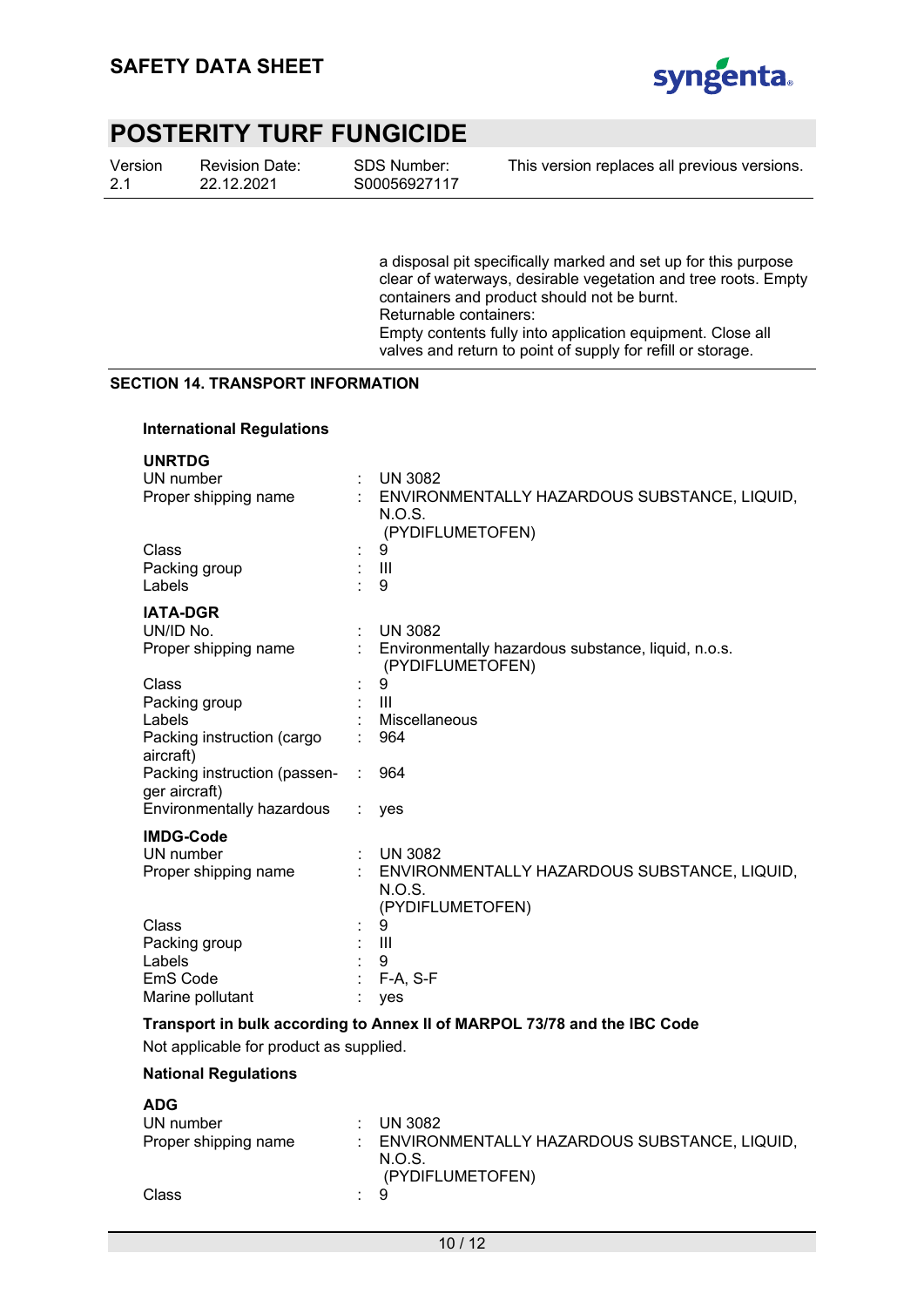a disposal pit specifically marked and set up for this purpose clear of waterways, desirable vegetation and tree roots. Empty containers and product should not be burnt.
Returnable containers:
Empty contents fully into application equipment. Close all valves and return to point of supply for refill or storage.

## SECTION 14. TRANSPORT INFORMATION

### International Regulations

**UNRTDG**

| | | |
|---|---|---|
| UN number | : | UN 3082 |
| Proper shipping name | : | ENVIRONMENTALLY HAZARDOUS SUBSTANCE, LIQUID, N.O.S. (PYDIFLUMETOFEN) |
| Class | : | 9 |
| Packing group | : | III |
| Labels | : | 9 |

**IATA-DGR**

| | | |
|---|---|---|
| UN/ID No. | : | UN 3082 |
| Proper shipping name | : | Environmentally hazardous substance, liquid, n.o.s. (PYDIFLUMETOFEN) |
| Class | : | 9 |
| Packing group | : | III |
| Labels | : | Miscellaneous |
| Packing instruction (cargo aircraft) | : | 964 |
| Packing instruction (passenger aircraft) | : | 964 |
| Environmentally hazardous | : | yes |

**IMDG-Code**

| | | |
|---|---|---|
| UN number | : | UN 3082 |
| Proper shipping name | : | ENVIRONMENTALLY HAZARDOUS SUBSTANCE, LIQUID, N.O.S. (PYDIFLUMETOFEN) |
| Class | : | 9 |
| Packing group | : | III |
| Labels | : | 9 |
| EmS Code | : | F-A, S-F |
| Marine pollutant | : | yes |

**Transport in bulk according to Annex II of MARPOL 73/78 and the IBC Code**

Not applicable for product as supplied.

### National Regulations

**ADG**

| | | |
|---|---|---|
| UN number | : | UN 3082 |
| Proper shipping name | : | ENVIRONMENTALLY HAZARDOUS SUBSTANCE, LIQUID, N.O.S. (PYDIFLUMETOFEN) |
| Class | : | 9 |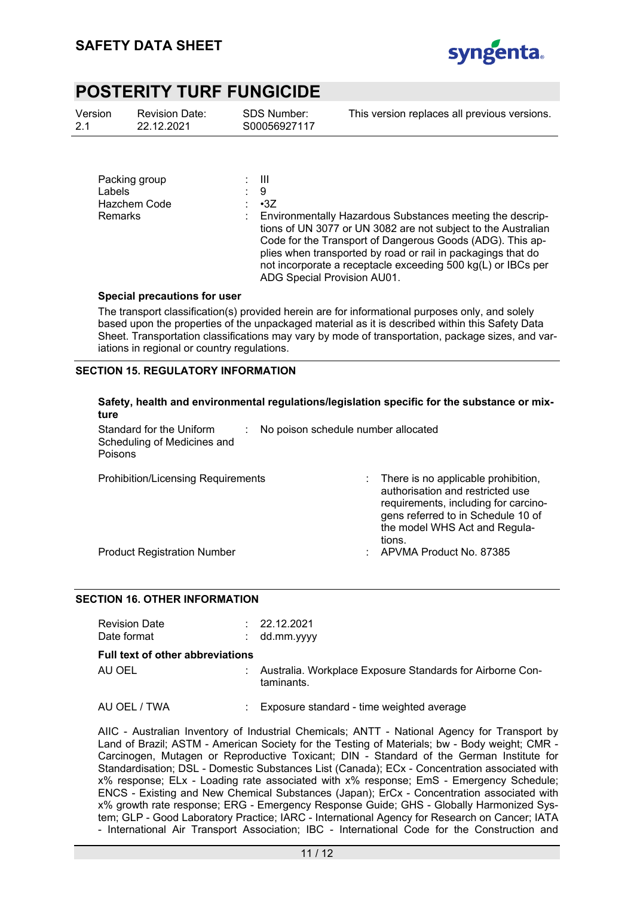| | | |
|---|---|---|
| Packing group | : | III |
| Labels | : | 9 |
| Hazchem Code | : | •3Z |
| Remarks | : | Environmentally Hazardous Substances meeting the descriptions of UN 3077 or UN 3082 are not subject to the Australian Code for the Transport of Dangerous Goods (ADG). This applies when transported by road or rail in packagings that do not incorporate a receptacle exceeding 500 kg(L) or IBCs per ADG Special Provision AU01. |

**Special precautions for user**

The transport classification(s) provided herein are for informational purposes only, and solely based upon the properties of the unpackaged material as it is described within this Safety Data Sheet. Transportation classifications may vary by mode of transportation, package sizes, and variations in regional or country regulations.

## SECTION 15. REGULATORY INFORMATION

**Safety, health and environmental regulations/legislation specific for the substance or mixture**

| | | |
|---|---|---|
| Standard for the Uniform Scheduling of Medicines and Poisons | : | No poison schedule number allocated |
| Prohibition/Licensing Requirements | : | There is no applicable prohibition, authorisation and restricted use requirements, including for carcinogens referred to in Schedule 10 of the model WHS Act and Regulations. |
| Product Registration Number | : | APVMA Product No. 87385 |

## SECTION 16. OTHER INFORMATION

| | | |
|---|---|---|
| Revision Date | : | 22.12.2021 |
| Date format | : | dd.mm.yyyy |

**Full text of other abbreviations**

| | | |
|---|---|---|
| AU OEL | : | Australia. Workplace Exposure Standards for Airborne Contaminants. |
| AU OEL / TWA | : | Exposure standard - time weighted average |

AIIC - Australian Inventory of Industrial Chemicals; ANTT - National Agency for Transport by Land of Brazil; ASTM - American Society for the Testing of Materials; bw - Body weight; CMR - Carcinogen, Mutagen or Reproductive Toxicant; DIN - Standard of the German Institute for Standardisation; DSL - Domestic Substances List (Canada); ECx - Concentration associated with x% response; ELx - Loading rate associated with x% response; EmS - Emergency Schedule; ENCS - Existing and New Chemical Substances (Japan); ErCx - Concentration associated with x% growth rate response; ERG - Emergency Response Guide; GHS - Globally Harmonized System; GLP - Good Laboratory Practice; IARC - International Agency for Research on Cancer; IATA - International Air Transport Association; IBC - International Code for the Construction and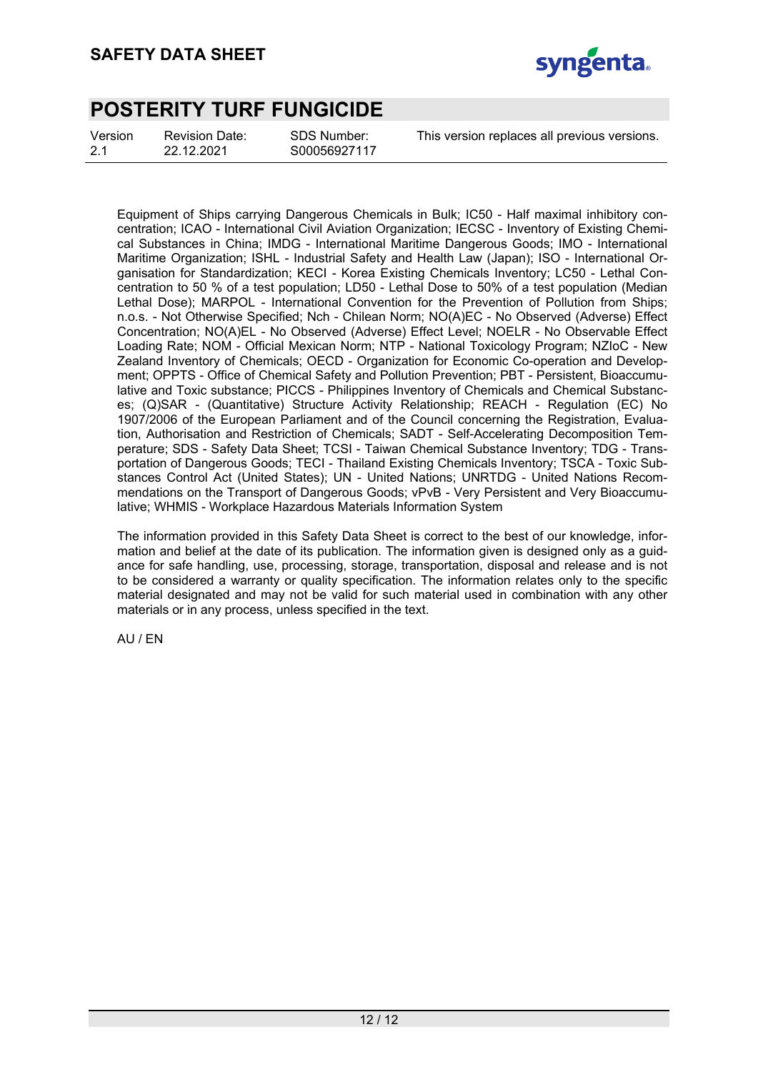Equipment of Ships carrying Dangerous Chemicals in Bulk; IC50 - Half maximal inhibitory concentration; ICAO - International Civil Aviation Organization; IECSC - Inventory of Existing Chemical Substances in China; IMDG - International Maritime Dangerous Goods; IMO - International Maritime Organization; ISHL - Industrial Safety and Health Law (Japan); ISO - International Organisation for Standardization; KECI - Korea Existing Chemicals Inventory; LC50 - Lethal Concentration to 50 % of a test population; LD50 - Lethal Dose to 50% of a test population (Median Lethal Dose); MARPOL - International Convention for the Prevention of Pollution from Ships; n.o.s. - Not Otherwise Specified; Nch - Chilean Norm; NO(A)EC - No Observed (Adverse) Effect Concentration; NO(A)EL - No Observed (Adverse) Effect Level; NOELR - No Observable Effect Loading Rate; NOM - Official Mexican Norm; NTP - National Toxicology Program; NZIoC - New Zealand Inventory of Chemicals; OECD - Organization for Economic Co-operation and Development; OPPTS - Office of Chemical Safety and Pollution Prevention; PBT - Persistent, Bioaccumulative and Toxic substance; PICCS - Philippines Inventory of Chemicals and Chemical Substances; (Q)SAR - (Quantitative) Structure Activity Relationship; REACH - Regulation (EC) No 1907/2006 of the European Parliament and of the Council concerning the Registration, Evaluation, Authorisation and Restriction of Chemicals; SADT - Self-Accelerating Decomposition Temperature; SDS - Safety Data Sheet; TCSI - Taiwan Chemical Substance Inventory; TDG - Transportation of Dangerous Goods; TECI - Thailand Existing Chemicals Inventory; TSCA - Toxic Substances Control Act (United States); UN - United Nations; UNRTDG - United Nations Recommendations on the Transport of Dangerous Goods; vPvB - Very Persistent and Very Bioaccumulative; WHMIS - Workplace Hazardous Materials Information System

The information provided in this Safety Data Sheet is correct to the best of our knowledge, information and belief at the date of its publication. The information given is designed only as a guidance for safe handling, use, processing, storage, transportation, disposal and release and is not to be considered a warranty or quality specification. The information relates only to the specific material designated and may not be valid for such material used in combination with any other materials or in any process, unless specified in the text.

AU / EN